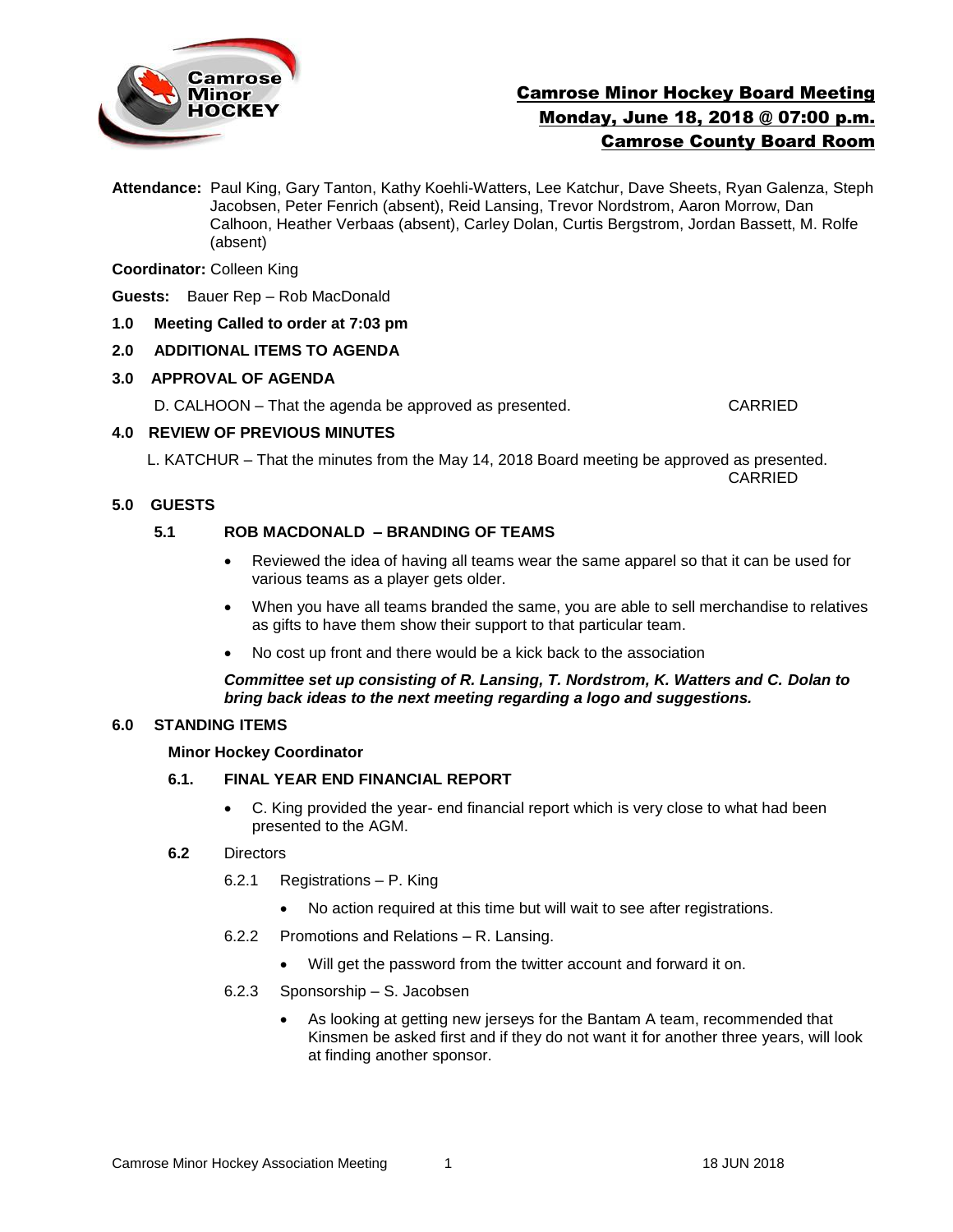# Camrose Minor Hockey Board Meeting
## Monday, June 18, 2018 @ 07:00 p.m.
## Camrose County Board Room

**Attendance:** Paul King, Gary Tanton, Kathy Koehli-Watters, Lee Katchur, Dave Sheets, Ryan Galenza, Steph Jacobsen, Peter Fenrich (absent), Reid Lansing, Trevor Nordstrom, Aaron Morrow, Dan Calhoon, Heather Verbaas (absent), Carley Dolan, Curtis Bergstrom, Jordan Bassett, M. Rolfe (absent)

**Coordinator:** Colleen King

**Guests:** Bauer Rep – Rob MacDonald

**1.0 Meeting Called to order at 7:03 pm**

**2.0 ADDITIONAL ITEMS TO AGENDA**

**3.0 APPROVAL OF AGENDA**

D. CALHOON – That the agenda be approved as presented. CARRIED

**4.0 REVIEW OF PREVIOUS MINUTES**

L. KATCHUR – That the minutes from the May 14, 2018 Board meeting be approved as presented. CARRIED

**5.0 GUESTS**

**5.1 ROB MACDONALD – BRANDING OF TEAMS**

- Reviewed the idea of having all teams wear the same apparel so that it can be used for various teams as a player gets older.
- When you have all teams branded the same, you are able to sell merchandise to relatives as gifts to have them show their support to that particular team.
- No cost up front and there would be a kick back to the association

***Committee set up consisting of R. Lansing, T. Nordstrom, K. Watters and C. Dolan to bring back ideas to the next meeting regarding a logo and suggestions.***

**6.0 STANDING ITEMS**

**Minor Hockey Coordinator**

**6.1. FINAL YEAR END FINANCIAL REPORT**

- C. King provided the year- end financial report which is very close to what had been presented to the AGM.

**6.2** Directors

6.2.1 Registrations – P. King

- No action required at this time but will wait to see after registrations.

6.2.2 Promotions and Relations – R. Lansing.

- Will get the password from the twitter account and forward it on.

6.2.3 Sponsorship – S. Jacobsen

- As looking at getting new jerseys for the Bantam A team, recommended that Kinsmen be asked first and if they do not want it for another three years, will look at finding another sponsor.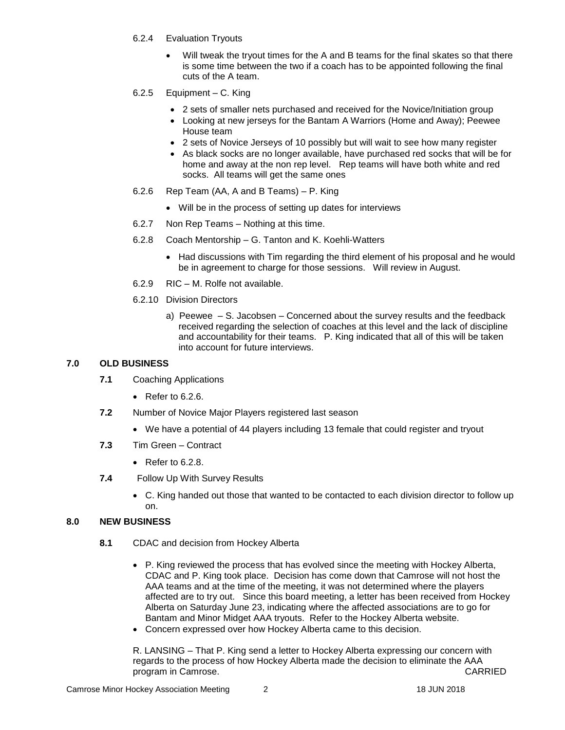6.2.4 Evaluation Tryouts

- Will tweak the tryout times for the A and B teams for the final skates so that there is some time between the two if a coach has to be appointed following the final cuts of the A team.

6.2.5 Equipment – C. King

- 2 sets of smaller nets purchased and received for the Novice/Initiation group
- Looking at new jerseys for the Bantam A Warriors (Home and Away); Peewee House team
- 2 sets of Novice Jerseys of 10 possibly but will wait to see how many register
- As black socks are no longer available, have purchased red socks that will be for home and away at the non rep level. Rep teams will have both white and red socks. All teams will get the same ones

6.2.6 Rep Team (AA, A and B Teams) – P. King

- Will be in the process of setting up dates for interviews

6.2.7 Non Rep Teams – Nothing at this time.

6.2.8 Coach Mentorship – G. Tanton and K. Koehli-Watters

- Had discussions with Tim regarding the third element of his proposal and he would be in agreement to charge for those sessions. Will review in August.

6.2.9 RIC – M. Rolfe not available.

6.2.10 Division Directors

a) Peewee – S. Jacobsen – Concerned about the survey results and the feedback received regarding the selection of coaches at this level and the lack of discipline and accountability for their teams. P. King indicated that all of this will be taken into account for future interviews.

## 7.0 OLD BUSINESS

**7.1** Coaching Applications

- Refer to 6.2.6.

**7.2** Number of Novice Major Players registered last season

- We have a potential of 44 players including 13 female that could register and tryout

**7.3** Tim Green – Contract

- Refer to 6.2.8.

**7.4** Follow Up With Survey Results

- C. King handed out those that wanted to be contacted to each division director to follow up on.

## 8.0 NEW BUSINESS

**8.1** CDAC and decision from Hockey Alberta

- P. King reviewed the process that has evolved since the meeting with Hockey Alberta, CDAC and P. King took place. Decision has come down that Camrose will not host the AAA teams and at the time of the meeting, it was not determined where the players affected are to try out. Since this board meeting, a letter has been received from Hockey Alberta on Saturday June 23, indicating where the affected associations are to go for Bantam and Minor Midget AAA tryouts. Refer to the Hockey Alberta website.
- Concern expressed over how Hockey Alberta came to this decision.

R. LANSING – That P. King send a letter to Hockey Alberta expressing our concern with regards to the process of how Hockey Alberta made the decision to eliminate the AAA program in Camrose. CARRIED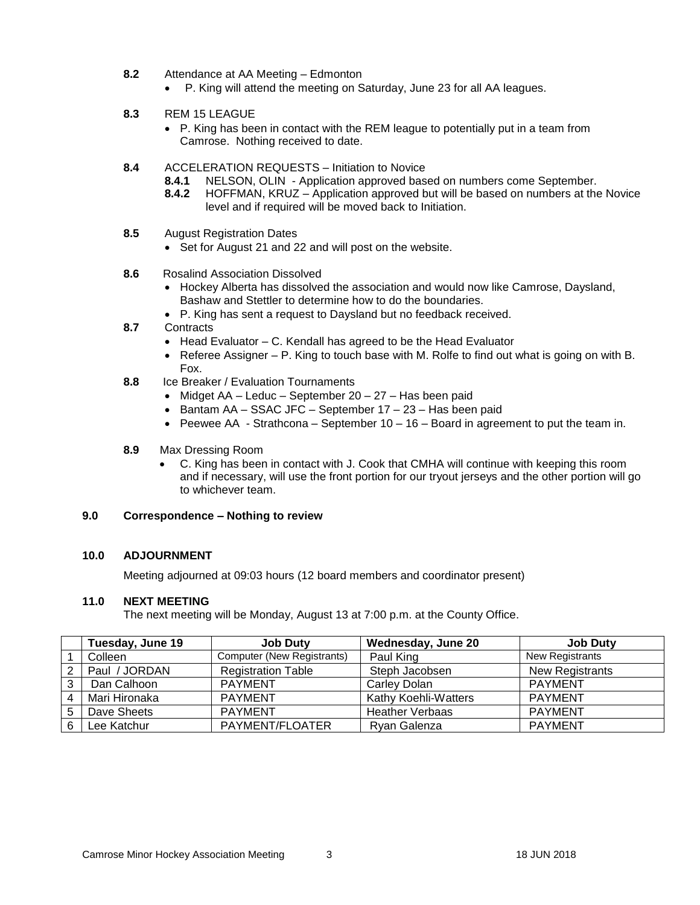**8.2** Attendance at AA Meeting – Edmonton

- P. King will attend the meeting on Saturday, June 23 for all AA leagues.

**8.3** REM 15 LEAGUE

- P. King has been in contact with the REM league to potentially put in a team from Camrose. Nothing received to date.

**8.4** ACCELERATION REQUESTS – Initiation to Novice

**8.4.1** NELSON, OLIN - Application approved based on numbers come September.

**8.4.2** HOFFMAN, KRUZ – Application approved but will be based on numbers at the Novice level and if required will be moved back to Initiation.

**8.5** August Registration Dates

- Set for August 21 and 22 and will post on the website.

**8.6** Rosalind Association Dissolved

- Hockey Alberta has dissolved the association and would now like Camrose, Daysland, Bashaw and Stettler to determine how to do the boundaries.
- P. King has sent a request to Daysland but no feedback received.

**8.7** Contracts

- Head Evaluator – C. Kendall has agreed to be the Head Evaluator
- Referee Assigner – P. King to touch base with M. Rolfe to find out what is going on with B. Fox.

**8.8** Ice Breaker / Evaluation Tournaments

- Midget AA – Leduc – September 20 – 27 – Has been paid
- Bantam AA – SSAC JFC – September 17 – 23 – Has been paid
- Peewee AA - Strathcona – September 10 – 16 – Board in agreement to put the team in.

**8.9** Max Dressing Room

- C. King has been in contact with J. Cook that CMHA will continue with keeping this room and if necessary, will use the front portion for our tryout jerseys and the other portion will go to whichever team.

## 9.0 Correspondence – Nothing to review

## 10.0 ADJOURNMENT

Meeting adjourned at 09:03 hours (12 board members and coordinator present)

## 11.0 NEXT MEETING

The next meeting will be Monday, August 13 at 7:00 p.m. at the County Office.

| | Tuesday, June 19 | Job Duty | Wednesday, June 20 | Job Duty |
|---|---|---|---|---|
| 1 | Colleen | Computer (New Registrants) | Paul King | New Registrants |
| 2 | Paul / JORDAN | Registration Table | Steph Jacobsen | New Registrants |
| 3 | Dan Calhoon | PAYMENT | Carley Dolan | PAYMENT |
| 4 | Mari Hironaka | PAYMENT | Kathy Koehli-Watters | PAYMENT |
| 5 | Dave Sheets | PAYMENT | Heather Verbaas | PAYMENT |
| 6 | Lee Katchur | PAYMENT/FLOATER | Ryan Galenza | PAYMENT |